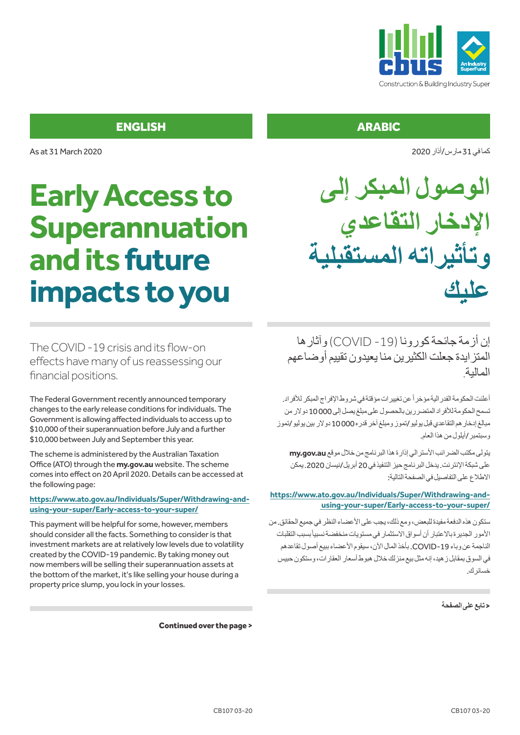Construction & Building Industry Super

## ENGLISH

As at 31 March 2020

# Early Access to Superannuation and its future impacts to you

The COVID -19 crisis and its flow-on effects have many of us reassessing our financial positions.

The Federal Government recently announced temporary changes to the early release conditions for individuals. The Government is allowing affected individuals to access up to $10,000 of their superannuation before July and a further $10,000 between July and September this year.

The scheme is administered by the Australian Taxation Office (ATO) through the **my.gov.au** website. The scheme comes into effect on 20 April 2020. Details can be accessed at the following page:

**https://www.ato.gov.au/Individuals/Super/Withdrawing-and-using-your-super/Early-access-to-your-super/**

This payment will be helpful for some, however, members should consider all the facts. Something to consider is that investment markets are at relatively low levels due to volatility created by the COVID-19 pandemic. By taking money out now members will be selling their superannuation assets at the bottom of the market, it's like selling your house during a property price slump, you lock in your losses.

**Continued over the page >**

## ARABIC

كما في 31 مارس/آذار 2020

# الوصول المبكر إلى الإدخار التقاعدي وتأثيراته المستقبلية عليك

إن أزمة جائحة كورونا (COVID -19) وآثارها المتزايدة جعلت الكثيرين منا يعيدون تقييم أوضاعهم المالية.

أعلنت الحكومة الفدرالية مؤخراً عن تغييرات مؤقتة في شروط الإفراج المبكر للأفراد. تسمح الحكومة للأفراد المتضررين بالحصول على مبلغ يصل إلى 10000 دولار من مبالغ إدخارهم التقاعدي قبل يوليو/تموز ومبلغ آخر قدره 10000 دولار بين يوليو/تموز وسبتمبر/أيلول من هذا العام.

يتولى مكتب الضرائب الأسترالي إدارة هذا البرنامج من خلال موقع **my.gov.au** على شبكة الإنترنت. يدخل البرنامج حيز التنفيذ في 20 أبريل/نيسان 2020. يمكن الاطلاع على التفاصيل في الصفحة التالية:

**https://www.ato.gov.au/Individuals/Super/Withdrawing-and-using-your-super/Early-access-to-your-super/**

ستكون هذه الدفعة مفيدة للبعض، ومع ذلك، يجب على الأعضاء النظر في جميع الحقائق. من الأمور الجديرة بالاعتبار أن أسواق الاستثمار في مستويات منخفضة نسبياً بسبب التقلبات الناجمة عن وباء COVID-19. بأخذ المال الآن، سيقوم الأعضاء ببيع أصول تقاعدهم في السوق بمقابل زهيد، إنه مثل بيع منزلك خلال هبوط أسعار العقارات، وستكون حبيس خسائرك.

**< تابع على الصفحة**

CB107 03-20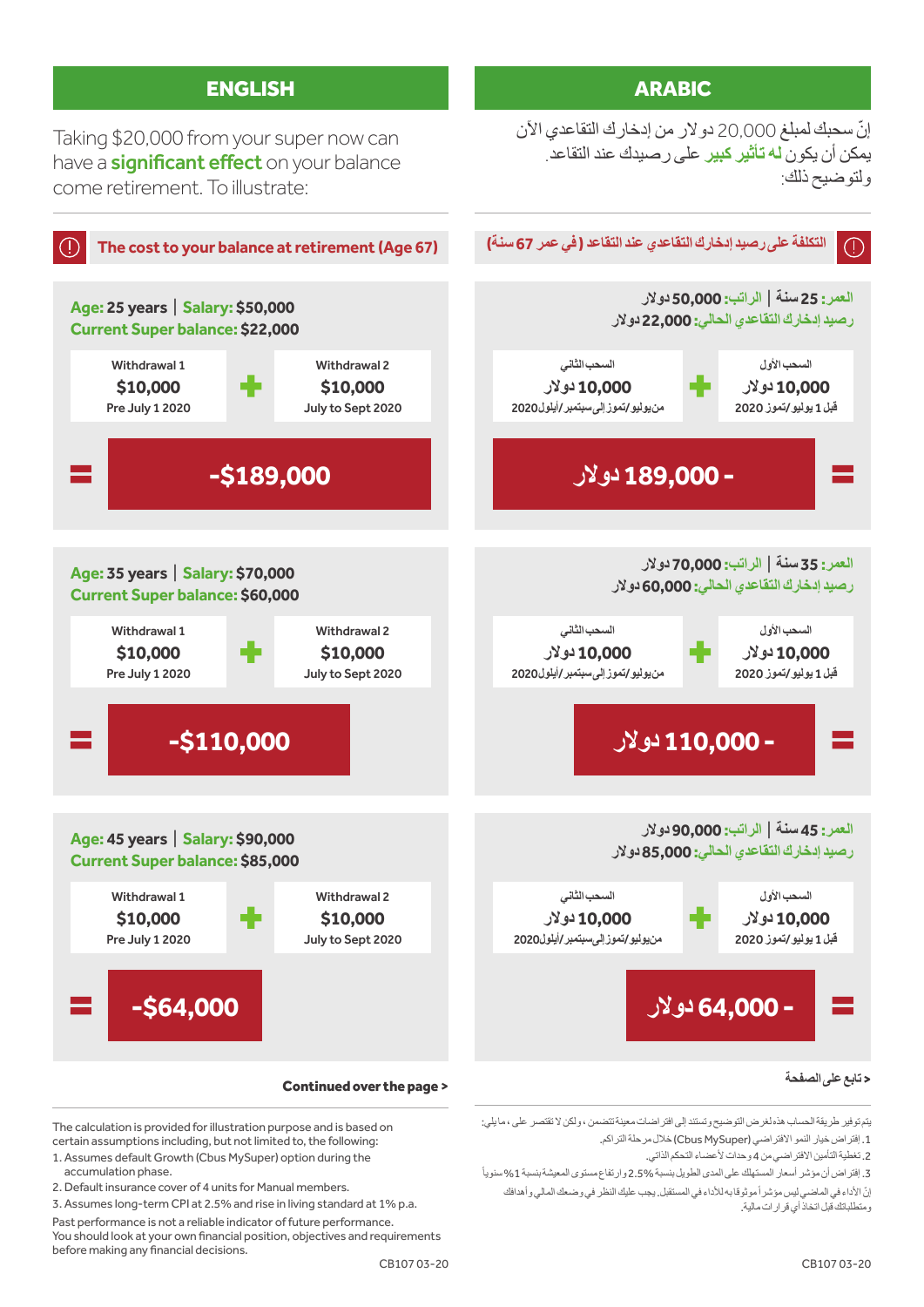## ENGLISH

Taking $20,000 from your super now can have a **significant effect** on your balance come retirement. To illustrate:

### The cost to your balance at retirement (Age 67)

**Age:** 25 years | **Salary:** $50,000
**Current Super balance:** $22,000

| Withdrawal 1 | | Withdrawal 2 |
|---|---|---|
| $10,000 | + | $10,000 |
| Pre July 1 2020 | | July to Sept 2020 |

**= -$189,000**

**Age:** 35 years | **Salary:** $70,000
**Current Super balance:** $60,000

| Withdrawal 1 | | Withdrawal 2 |
|---|---|---|
| $10,000 | + | $10,000 |
| Pre July 1 2020 | | July to Sept 2020 |

**= -$110,000**

**Age:** 45 years | **Salary:** $90,000
**Current Super balance:** $85,000

| Withdrawal 1 | | Withdrawal 2 |
|---|---|---|
| $10,000 | + | $10,000 |
| Pre July 1 2020 | | July to Sept 2020 |

**= -$64,000**

**Continued over the page >**

The calculation is provided for illustration purpose and is based on certain assumptions including, but not limited to, the following:

1. Assumes default Growth (Cbus MySuper) option during the accumulation phase.
2. Default insurance cover of 4 units for Manual members.
3. Assumes long-term CPI at 2.5% and rise in living standard at 1% p.a.

Past performance is not a reliable indicator of future performance. You should look at your own financial position, objectives and requirements before making any financial decisions.

CB107 03-20

## ARABIC

إنّ سحبك لمبلغ 20,000 دولار من إدخارك التقاعدي الآن يمكن أن يكون **له تأثير كبير** على رصيدك عند التقاعد. ولتوضيح ذلك:

### التكلفة على رصيد إدخارك التقاعدي عند التقاعد (في عمر 67 سنة)

**العمر:** 25 سنة | **الراتب:** 50,000 دولار
**رصيد إدخارك التقاعدي الحالي:** 22,000 دولار

| السحب الأول | | السحب الثاني |
|---|---|---|
| 10,000 دولار | + | 10,000 دولار |
| قبل 1 يوليو/تموز 2020 | | من يوليو/تموز إلى سبتمبر/أيلول 2020 |

**= - 189,000 دولار**

**العمر:** 35 سنة | **الراتب:** 70,000 دولار
**رصيد إدخارك التقاعدي الحالي:** 60,000 دولار

| السحب الأول | | السحب الثاني |
|---|---|---|
| 10,000 دولار | + | 10,000 دولار |
| قبل 1 يوليو/تموز 2020 | | من يوليو/تموز إلى سبتمبر/أيلول 2020 |

**= - 110,000 دولار**

**العمر:** 45 سنة | **الراتب:** 90,000 دولار
**رصيد إدخارك التقاعدي الحالي:** 85,000 دولار

| السحب الأول | | السحب الثاني |
|---|---|---|
| 10,000 دولار | + | 10,000 دولار |
| قبل 1 يوليو/تموز 2020 | | من يوليو/تموز إلى سبتمبر/أيلول 2020 |

**= - 64,000 دولار**

**< تابع على الصفحة**

يتم توفير طريقة الحساب هذه لغرض التوضيح وتستند إلى افتراضات معينة تتضمن، ولكن لا تقتصر على، ما يلي:

1. إفتراض خيار النمو الافتراضي (Cbus MySuper) خلال مرحلة التراكم.
2. تغطية التأمين الافتراضي من 4 وحدات لأعضاء التحكم الذاتي.
3. إفتراض أن مؤشر أسعار المستهلك على المدى الطويل بنسبة 2.5% وارتفاع مستوى المعيشة بنسبة 1% سنوياً

أنّ الأداء في الماضي ليس مؤشراً موثوقاً به للأداء في المستقبل. يجب عليك النظر في وضعك المالي وأهدافك ومتطلباتك قبل اتخاذ أي قرارات مالية.

CB107 03-20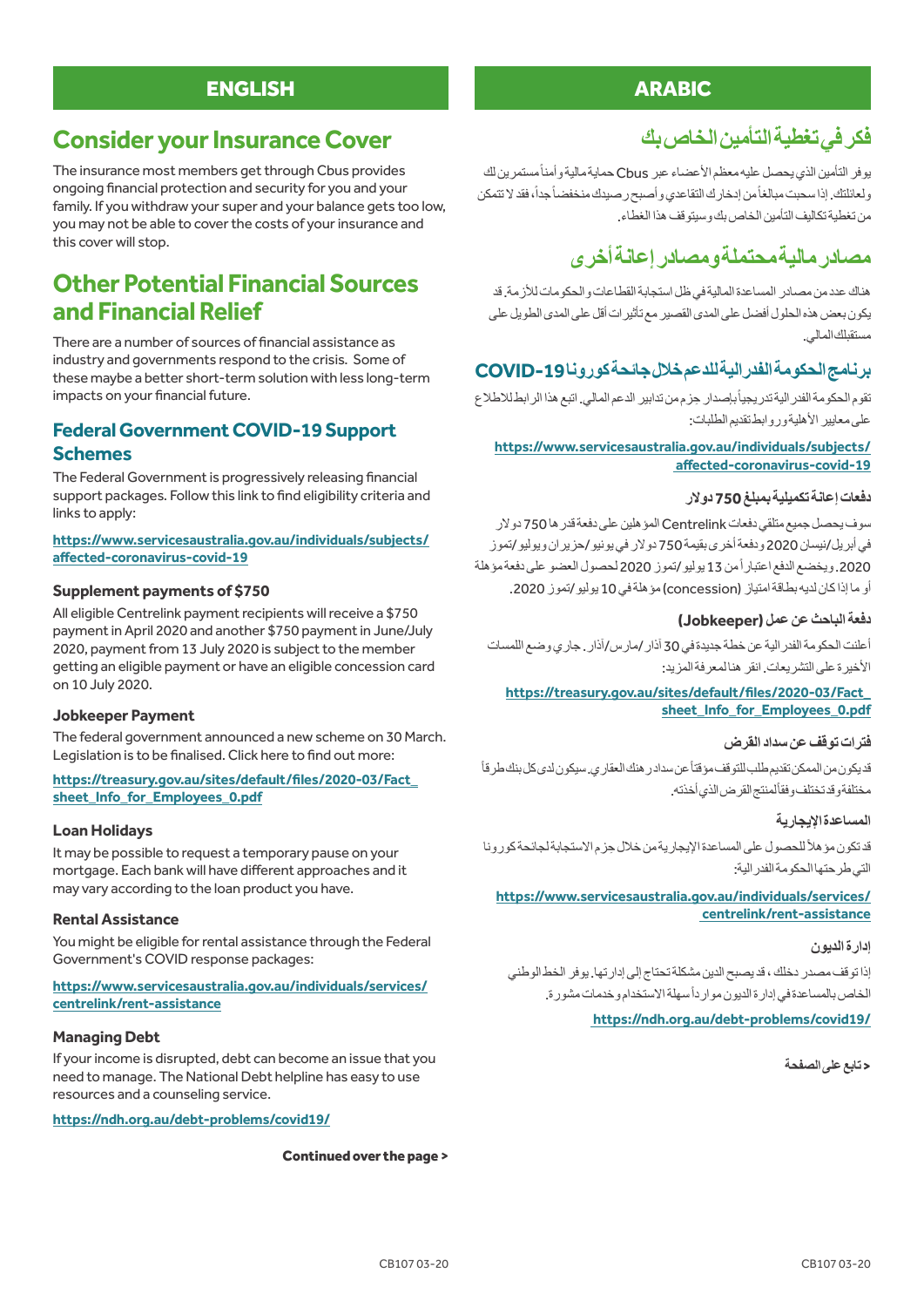## ENGLISH

# Consider your Insurance Cover

The insurance most members get through Cbus provides ongoing financial protection and security for you and your family. If you withdraw your super and your balance gets too low, you may not be able to cover the costs of your insurance and this cover will stop.

# Other Potential Financial Sources and Financial Relief

There are a number of sources of financial assistance as industry and governments respond to the crisis. Some of these maybe a better short-term solution with less long-term impacts on your financial future.

## Federal Government COVID-19 Support Schemes

The Federal Government is progressively releasing financial support packages. Follow this link to find eligibility criteria and links to apply:

**https://www.servicesaustralia.gov.au/individuals/subjects/affected-coronavirus-covid-19**

### Supplement payments of $750

All eligible Centrelink payment recipients will receive a $750 payment in April 2020 and another $750 payment in June/July 2020, payment from 13 July 2020 is subject to the member getting an eligible payment or have an eligible concession card on 10 July 2020.

### Jobkeeper Payment

The federal government announced a new scheme on 30 March. Legislation is to be finalised. Click here to find out more:

**https://treasury.gov.au/sites/default/files/2020-03/Fact_sheet_Info_for_Employees_0.pdf**

### Loan Holidays

It may be possible to request a temporary pause on your mortgage. Each bank will have different approaches and it may vary according to the loan product you have.

### Rental Assistance

You might be eligible for rental assistance through the Federal Government's COVID response packages:

**https://www.servicesaustralia.gov.au/individuals/services/centrelink/rent-assistance**

### Managing Debt

If your income is disrupted, debt can become an issue that you need to manage. The National Debt helpline has easy to use resources and a counseling service.

**https://ndh.org.au/debt-problems/covid19/**

**Continued over the page >**

## ARABIC

# فكر في تغطية التأمين الخاص بك

يوفر التأمين الذي يحصل عليه معظم الأعضاء عبر Cbus حماية مالية وأمناً مستمرين لك ولعائلتك. إذا سحبت مبالغاً من إدخارك التقاعدي وأصبح رصيدك منخفضاً جداً، فقد لا تتمكن من تغطية تكاليف التأمين الخاص بك وسيتوقف هذا الغطاء.

# مصادر مالية محتملة ومصادر إعانة أخرى

هناك عدد من مصادر المساعدة المالية في ظل استجابة القطاعات والحكومات للأزمة. قد يكون بعض هذه الحلول أفضل على المدى القصير مع تأثيرات أقل على المدى الطويل على مستقبلك المالي.

## برنامج الحكومة الفدرالية للدعم خلال جائحة كورونا COVID-19

تقوم الحكومة الفدرالية تدريجياً بإصدار حزم من تدابير الدعم المالي. اتبع هذا الرابط للاطلاع على معايير الأهلية وروابط تقديم الطلبات:

**https://www.servicesaustralia.gov.au/individuals/subjects/affected-coronavirus-covid-19**

### دفعات إعانة تكميلية بمبلغ 750 دولار

سوف يحصل جميع متلقي دفعات Centrelink المؤهلين على دفعة قدرها 750 دولار في أبريل/نيسان 2020 ودفعة أخرى بقيمة 750 دولار في يونيو/حزيران ويوليو/تموز 2020. ويخضع الدفع اعتباراً من 13 يوليو/تموز 2020 لحصول العضو على دفعة مؤهلة أو ما إذا كان لديه بطاقة امتياز (concession) مؤهلة في 10 يوليو/تموز 2020.

### دفعة الباحث عن عمل (Jobkeeper)

أعلنت الحكومة الفدرالية عن خطة جديدة في 30 آذار/مارس/آذار. جاري وضع اللمسات الأخيرة على التشريعات. انقر هنا لمعرفة المزيد:

**https://treasury.gov.au/sites/default/files/2020-03/Fact_sheet_Info_for_Employees_0.pdf**

### فترات توقف عن سداد القرض

قد يكون من الممكن تقديم طلب للتوقف مؤقتاً عن سداد رهنك العقاري. سيكون لدى كل بنك طرقاً مختلفة وقد تختلف وفقاً لمنتج القرض الذي أخذته.

### المساعدة الإيجارية

قد تكون مؤهلاً للحصول على المساعدة الإيجارية من خلال حزم الاستجابة لجائحة كورونا التي طرحتها الحكومة الفدرالية:

**https://www.servicesaustralia.gov.au/individuals/services/centrelink/rent-assistance**

### إدارة الديون

إذا توقف مصدر دخلك، قد يصبح الدين مشكلة تحتاج إلى إدارتها. يوفر الخط الوطني الخاص بالمساعدة في إدارة الديون موارداً سهلة الاستخدام وخدمات مشورة.

**https://ndh.org.au/debt-problems/covid19/**

**< تابع على الصفحة**

CB107 03-20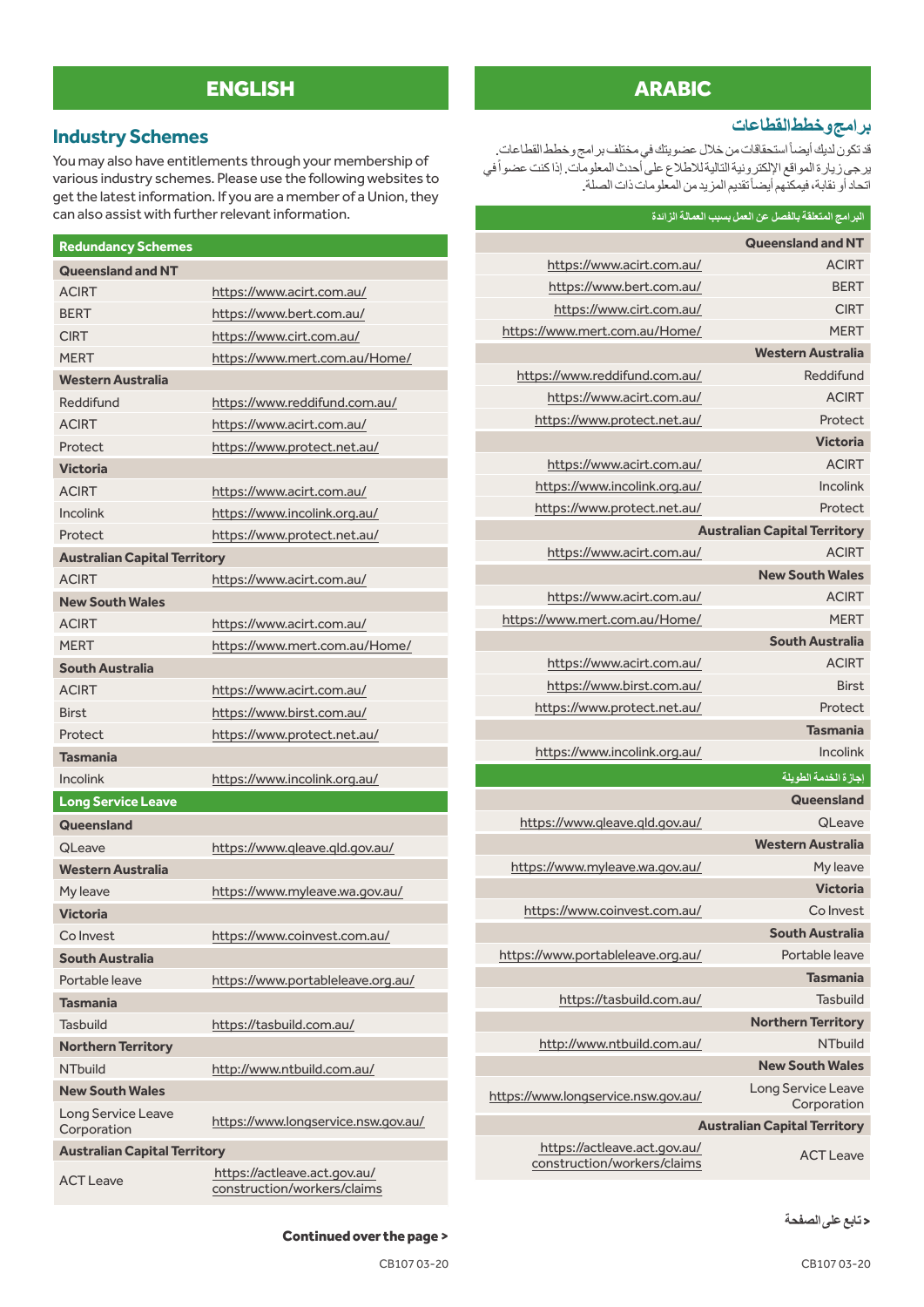## ENGLISH

### Industry Schemes

You may also have entitlements through your membership of various industry schemes. Please use the following websites to get the latest information. If you are a member of a Union, they can also assist with further relevant information.

| Redundancy Schemes | |
|---|---|
| **Queensland and NT** | |
| ACIRT | https://www.acirt.com.au/ |
| BERT | https://www.bert.com.au/ |
| CIRT | https://www.cirt.com.au/ |
| MERT | https://www.mert.com.au/Home/ |
| **Western Australia** | |
| Reddifund | https://www.reddifund.com.au/ |
| ACIRT | https://www.acirt.com.au/ |
| Protect | https://www.protect.net.au/ |
| **Victoria** | |
| ACIRT | https://www.acirt.com.au/ |
| Incolink | https://www.incolink.org.au/ |
| Protect | https://www.protect.net.au/ |
| **Australian Capital Territory** | |
| ACIRT | https://www.acirt.com.au/ |
| **New South Wales** | |
| ACIRT | https://www.acirt.com.au/ |
| MERT | https://www.mert.com.au/Home/ |
| **South Australia** | |
| ACIRT | https://www.acirt.com.au/ |
| Birst | https://www.birst.com.au/ |
| Protect | https://www.protect.net.au/ |
| **Tasmania** | |
| Incolink | https://www.incolink.org.au/ |
| **Long Service Leave** | |
| **Queensland** | |
| QLeave | https://www.qleave.qld.gov.au/ |
| **Western Australia** | |
| My leave | https://www.myleave.wa.gov.au/ |
| **Victoria** | |
| Co Invest | https://www.coinvest.com.au/ |
| **South Australia** | |
| Portable leave | https://www.portableleave.org.au/ |
| **Tasmania** | |
| Tasbuild | https://tasbuild.com.au/ |
| **Northern Territory** | |
| NTbuild | http://www.ntbuild.com.au/ |
| **New South Wales** | |
| Long Service Leave Corporation | https://www.longservice.nsw.gov.au/ |
| **Australian Capital Territory** | |
| ACT Leave | https://actleave.act.gov.au/construction/workers/claims |

**Continued over the page >**

CB107 03-20

## ARABIC

### برامج وخطط القطاعات

قد تكون لديك أيضاً استحقاقات من خلال عضويتك في مختلف برامج وخطط القطاعات. يرجى زيارة المواقع الإلكترونية التالية للاطلاع على أحدث المعلومات. إذا كنت عضواً في اتحاد أو نقابة، فيمكنهم أيضاً تقديم المزيد من المعلومات ذات الصلة.

| البرامج المتعلقة بالفصل عن العمل بسبب العمالة الزائدة | |
|---|---|
| **Queensland and NT** | |
| ACIRT | https://www.acirt.com.au/ |
| BERT | https://www.bert.com.au/ |
| CIRT | https://www.cirt.com.au/ |
| MERT | https://www.mert.com.au/Home/ |
| **Western Australia** | |
| Reddifund | https://www.reddifund.com.au/ |
| ACIRT | https://www.acirt.com.au/ |
| Protect | https://www.protect.net.au/ |
| **Victoria** | |
| ACIRT | https://www.acirt.com.au/ |
| Incolink | https://www.incolink.org.au/ |
| Protect | https://www.protect.net.au/ |
| **Australian Capital Territory** | |
| ACIRT | https://www.acirt.com.au/ |
| **New South Wales** | |
| ACIRT | https://www.acirt.com.au/ |
| MERT | https://www.mert.com.au/Home/ |
| **South Australia** | |
| ACIRT | https://www.acirt.com.au/ |
| Birst | https://www.birst.com.au/ |
| Protect | https://www.protect.net.au/ |
| **Tasmania** | |
| Incolink | https://www.incolink.org.au/ |
| **إجازة الخدمة الطويلة** | |
| **Queensland** | |
| QLeave | https://www.qleave.qld.gov.au/ |
| **Western Australia** | |
| My leave | https://www.myleave.wa.gov.au/ |
| **Victoria** | |
| Co Invest | https://www.coinvest.com.au/ |
| **South Australia** | |
| Portable leave | https://www.portableleave.org.au/ |
| **Tasmania** | |
| Tasbuild | https://tasbuild.com.au/ |
| **Northern Territory** | |
| NTbuild | http://www.ntbuild.com.au/ |
| **New South Wales** | |
| Long Service Leave Corporation | https://www.longservice.nsw.gov.au/ |
| **Australian Capital Territory** | |
| ACT Leave | https://actleave.act.gov.au/construction/workers/claims |

**< تابع على الصفحة**

CB107 03-20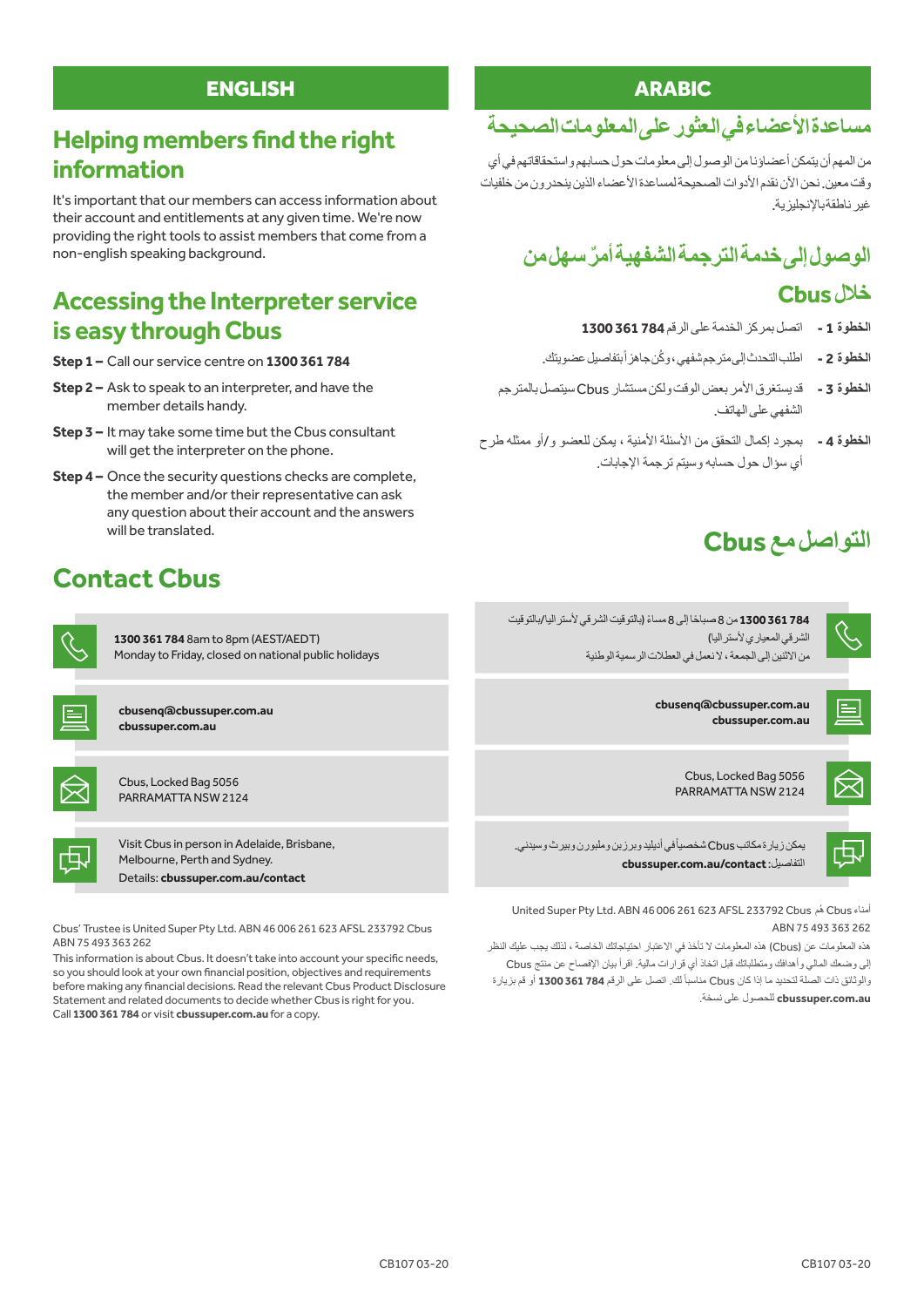## ENGLISH

## Helping members find the right information

It's important that our members can access information about their account and entitlements at any given time. We're now providing the right tools to assist members that come from a non-english speaking background.

## Accessing the Interpreter service is easy through Cbus

**Step 1 –** Call our service centre on **1300 361 784**

**Step 2 –** Ask to speak to an interpreter, and have the member details handy.

**Step 3 –** It may take some time but the Cbus consultant will get the interpreter on the phone.

**Step 4 –** Once the security questions checks are complete, the member and/or their representative can ask any question about their account and the answers will be translated.

## Contact Cbus

**1300 361 784** 8am to 8pm (AEST/AEDT)
Monday to Friday, closed on national public holidays

**cbusenq@cbussuper.com.au**
**cbussuper.com.au**

Cbus, Locked Bag 5056
PARRAMATTA NSW 2124

Visit Cbus in person in Adelaide, Brisbane, Melbourne, Perth and Sydney.
Details: **cbussuper.com.au/contact**

Cbus' Trustee is United Super Pty Ltd. ABN 46 006 261 623 AFSL 233792 Cbus ABN 75 493 363 262

This information is about Cbus. It doesn't take into account your specific needs, so you should look at your own financial position, objectives and requirements before making any financial decisions. Read the relevant Cbus Product Disclosure Statement and related documents to decide whether Cbus is right for you. Call **1300 361 784** or visit **cbussuper.com.au** for a copy.

## ARABIC

## مساعدة الأعضاء في العثور على المعلومات الصحيحة

من المهم أن يتمكن أعضاؤنا من الوصول إلى معلومات حول حسابهم واستحقاقاتهم في أي وقت معين. نحن الآن نقدم الأدوات الصحيحة لمساعدة الأعضاء الذين ينحدرون من خلفيات غير ناطقة بالإنجليزية.

## الوصول إلى خدمة الترجمة الشفهية أمرٌ سهل من خلال Cbus

**الخطوة 1 -** اتصل بمركز الخدمة على الرقم **1300 361 784**

**الخطوة 2 -** اطلب التحدث إلى مترجم شفهي، وكُن جاهزاً بتفاصيل عضويتك.

**الخطوة 3 -** قد يستغرق الأمر بعض الوقت ولكن مستشار Cbus سيتصل بالمترجم الشفهي على الهاتف.

**الخطوة 4 -** بمجرد إكمال التحقق من الأسئلة الأمنية ، يمكن للعضو و/أو ممثله طرح أي سؤال حول حسابه وسيتم ترجمة الإجابات.

## التواصل مع Cbus

**1300 361 784** من 8 صباحا إلى 8 مساءً (بالتوقيت الشرقي لأستراليا/بالتوقيت الشرقي المعياري لأستراليا)
من الاثنين إلى الجمعة ، لا نعمل في العطلات الرسمية الوطنية

**cbusenq@cbussuper.com.au**
**cbussuper.com.au**

Cbus, Locked Bag 5056
PARRAMATTA NSW 2124

يمكن زيارة مكاتب Cbus شخصياً في أديليد وبرزبن وملبورن وبيرث وسيدني.
التفاصيل: **cbussuper.com.au/contact**

أمناء Cbus هم United Super Pty Ltd. ABN 46 006 261 623 AFSL 233792 Cbus ABN 75 493 363 262

هذه المعلومات عن (Cbus) هذه المعلومات لا تأخذ في الاعتبار احتياجاتك الخاصة ، لذلك يجب عليك النظر إلى وضعك المالي وأهدافك ومتطلباتك قبل اتخاذ أي قرارات مالية. اقرأ بيان الإفصاح عن منتج Cbus والوثائق ذات الصلة لتحديد ما إذا كان Cbus مناسباً لك. اتصل على الرقم **1300 361 784** أو قم بزيارة **cbussuper.com.au** للحصول على نسخة.

CB107 03-20